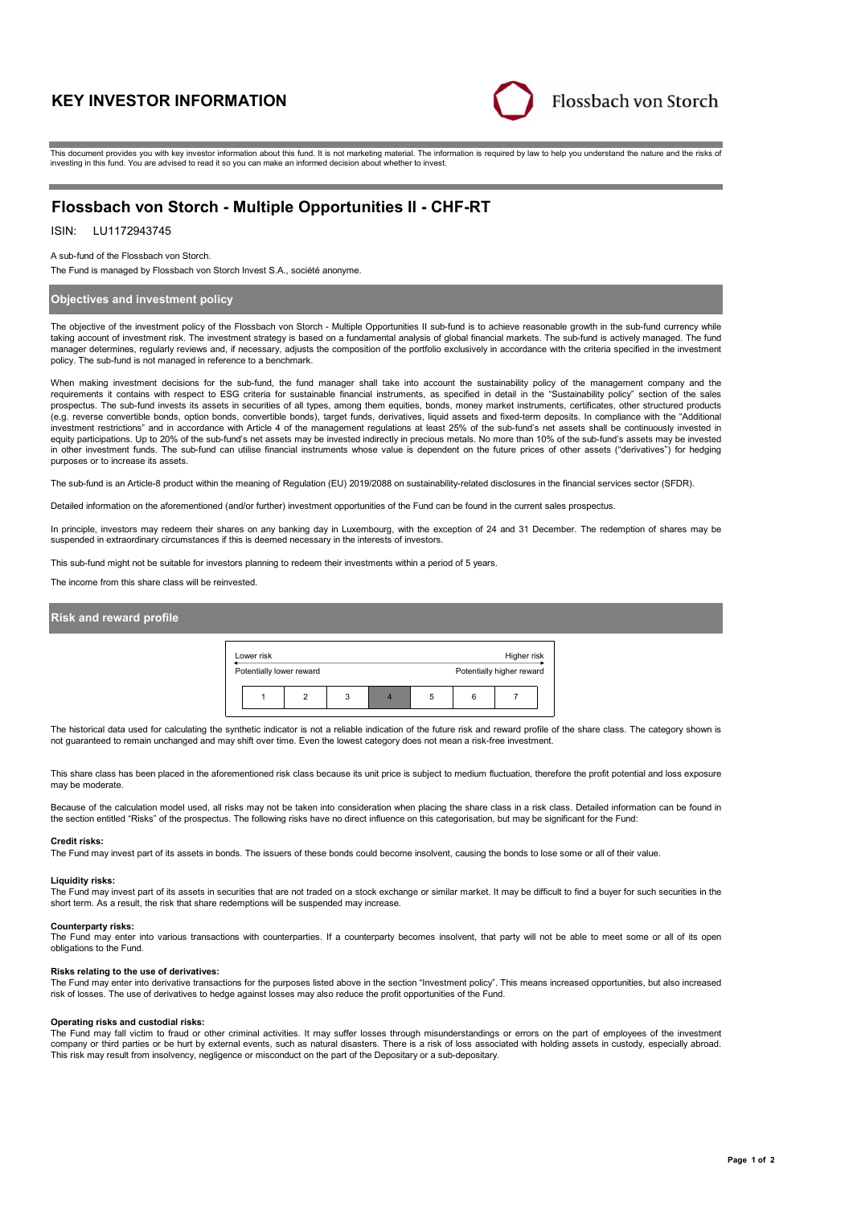# KEY INVESTOR INFORMATION

Flossbach von Storch

This document provides you with key investor information about this fund. It is not marketing material. The information is required by law to help you understand the nature and the risks of investing in this fund. You are advised to read it so you can make an informed decision about whether to invest.

## Flossbach von Storch - Multiple Opportunities II - CHF-RT

ISIN: LU1172943745

A sub-fund of the Flossbach von Storch.

The Fund is managed by Flossbach von Storch Invest S.A., société anonyme.

### Objectives and investment policy

The objective of the investment policy of the Flossbach von Storch - Multiple Opportunities II sub-fund is to achieve reasonable growth in the sub-fund currency while taking account of investment risk. The investment strategy is based on a fundamental analysis of global financial markets. The sub-fund is actively managed. The fund manager determines, regularly reviews and, if necessary, adjusts the composition of the portfolio exclusively in accordance with the criteria specified in the investment policy. The sub-fund is not managed in reference to a benchmark.

When making investment decisions for the sub-fund, the fund manager shall take into account the sustainability policy of the management company and the requirements it contains with respect to ESG criteria for sustainable financial instruments, as specified in detail in the "Sustainability policy" section of the sales prospectus. The sub-fund invests its assets in securities of all types, among them equities, bonds, money market instruments, certificates, other structured products (e.g. reverse convertible bonds, option bonds, convertible bonds), target funds, derivatives, liquid assets and fixed-term deposits. In compliance with the "Additional investment restrictions" and in accordance with Article 4 of the management regulations at least 25% of the sub-fund's net assets shall be continuously invested in equity participations. Up to 20% of the sub-fund's net assets may be invested indirectly in precious metals. No more than 10% of the sub-fund's assets may be invested in other investment funds. The sub-fund can utilise financial instruments whose value is dependent on the future prices of other assets ("derivatives") for hedging purposes or to increase its assets.

The sub-fund is an Article-8 product within the meaning of Regulation (EU) 2019/2088 on sustainability-related disclosures in the financial services sector (SFDR).

Detailed information on the aforementioned (and/or further) investment opportunities of the Fund can be found in the current sales prospectus.

In principle, investors may redeem their shares on any banking day in Luxembourg, with the exception of 24 and 31 December. The redemption of shares may be suspended in extraordinary circumstances if this is deemed necessary in the interests of investors.

This sub-fund might not be suitable for investors planning to redeem their investments within a period of 5 years.

The income from this share class will be reinvested.

### Risk and reward profile

| Lower risk | | | | | | Higher risk |
|---|---|---|---|---|---|---|
| Potentially lower reward | | | | | | Potentially higher reward |
| 1 | 2 | 3 | **4** | 5 | 6 | 7 |

The historical data used for calculating the synthetic indicator is not a reliable indication of the future risk and reward profile of the share class. The category shown is not guaranteed to remain unchanged and may shift over time. Even the lowest category does not mean a risk-free investment.

This share class has been placed in the aforementioned risk class because its unit price is subject to medium fluctuation, therefore the profit potential and loss exposure may be moderate.

Because of the calculation model used, all risks may not be taken into consideration when placing the share class in a risk class. Detailed information can be found in the section entitled "Risks" of the prospectus. The following risks have no direct influence on this categorisation, but may be significant for the Fund:

**Credit risks:**
The Fund may invest part of its assets in bonds. The issuers of these bonds could become insolvent, causing the bonds to lose some or all of their value.

**Liquidity risks:**
The Fund may invest part of its assets in securities that are not traded on a stock exchange or similar market. It may be difficult to find a buyer for such securities in the short term. As a result, the risk that share redemptions will be suspended may increase.

**Counterparty risks:**
The Fund may enter into various transactions with counterparties. If a counterparty becomes insolvent, that party will not be able to meet some or all of its open obligations to the Fund.

**Risks relating to the use of derivatives:**
The Fund may enter into derivative transactions for the purposes listed above in the section "Investment policy". This means increased opportunities, but also increased risk of losses. The use of derivatives to hedge against losses may also reduce the profit opportunities of the Fund.

**Operating risks and custodial risks:**
The Fund may fall victim to fraud or other criminal activities. It may suffer losses through misunderstandings or errors on the part of employees of the investment company or third parties or be hurt by external events, such as natural disasters. There is a risk of loss associated with holding assets in custody, especially abroad. This risk may result from insolvency, negligence or misconduct on the part of the Depositary or a sub-depositary.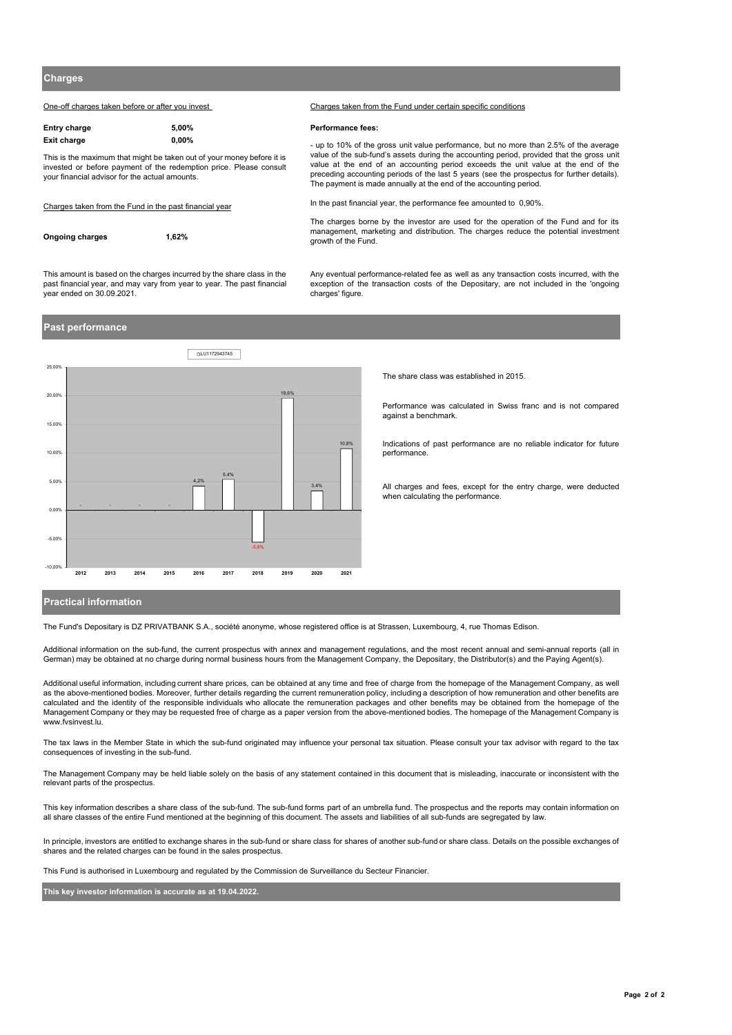## Charges

One-off charges taken before or after you invest

| | |
|---|---|
| **Entry charge** | **5,00%** |
| **Exit charge** | **0,00%** |

This is the maximum that might be taken out of your money before it is invested or before payment of the redemption price. Please consult your financial advisor for the actual amounts.

Charges taken from the Fund in the past financial year

| | |
|---|---|
| **Ongoing charges** | **1,62%** |

This amount is based on the charges incurred by the share class in the past financial year, and may vary from year to year. The past financial year ended on 30.09.2021.

Charges taken from the Fund under certain specific conditions

**Performance fees:**

- up to 10% of the gross unit value performance, but no more than 2.5% of the average value of the sub-fund's assets during the accounting period, provided that the gross unit value at the end of an accounting period exceeds the unit value at the end of the preceding accounting periods of the last 5 years (see the prospectus for further details). The payment is made annually at the end of the accounting period.

In the past financial year, the performance fee amounted to 0,90%.

The charges borne by the investor are used for the operation of the Fund and for its management, marketing and distribution. The charges reduce the potential investment growth of the Fund.

Any eventual performance-related fee as well as any transaction costs incurred, with the exception of the transaction costs of the Depositary, are not included in the 'ongoing charges' figure.

## Past performance

LU1172943745

25,00%
20,00%
15,00%
10,00%
5,00%
0,00%
-5,00%
-10,00%

2012 2013 2014 2015 2016 2017 2018 2019 2020 2021

- - - - 4,2% 5,4% -5,6% 19,6% 3,4% 10,8%

The share class was established in 2015.

Performance was calculated in Swiss franc and is not compared against a benchmark.

Indications of past performance are no reliable indicator for future performance.

All charges and fees, except for the entry charge, were deducted when calculating the performance.

## Practical information

The Fund's Depositary is DZ PRIVATBANK S.A., société anonyme, whose registered office is at Strassen, Luxembourg, 4, rue Thomas Edison.

Additional information on the sub-fund, the current prospectus with annex and management regulations, and the most recent annual and semi-annual reports (all in German) may be obtained at no charge during normal business hours from the Management Company, the Depositary, the Distributor(s) and the Paying Agent(s).

Additional useful information, including current share prices, can be obtained at any time and free of charge from the homepage of the Management Company, as well as the above-mentioned bodies. Moreover, further details regarding the current remuneration policy, including a description of how remuneration and other benefits are calculated and the identity of the responsible individuals who allocate the remuneration packages and other benefits may be obtained from the homepage of the Management Company or they may be requested free of charge as a paper version from the above-mentioned bodies. The homepage of the Management Company is www.fvsinvest.lu.

The tax laws in the Member State in which the sub-fund originated may influence your personal tax situation. Please consult your tax advisor with regard to the tax consequences of investing in the sub-fund.

The Management Company may be held liable solely on the basis of any statement contained in this document that is misleading, inaccurate or inconsistent with the relevant parts of the prospectus.

This key information describes a share class of the sub-fund. The sub-fund forms part of an umbrella fund. The prospectus and the reports may contain information on all share classes of the entire Fund mentioned at the beginning of this document. The assets and liabilities of all sub-funds are segregated by law.

In principle, investors are entitled to exchange shares in the sub-fund or share class for shares of another sub-fund or share class. Details on the possible exchanges of shares and the related charges can be found in the sales prospectus.

This Fund is authorised in Luxembourg and regulated by the Commission de Surveillance du Secteur Financier.

**This key investor information is accurate as at 19.04.2022.**